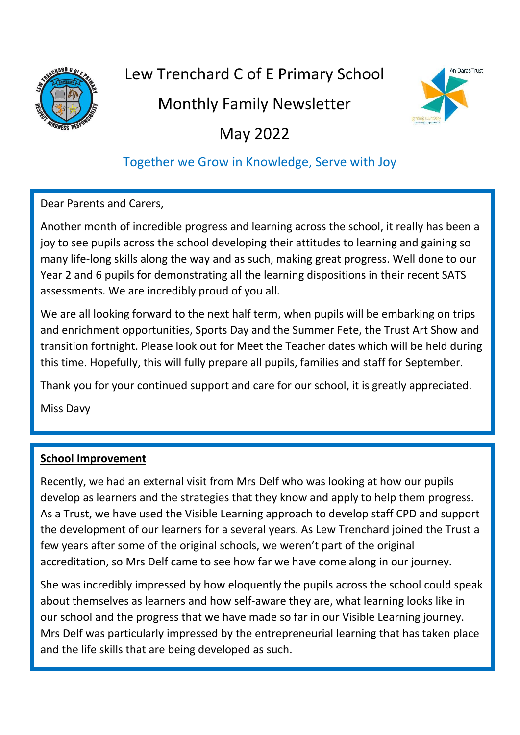# Lew Trenchard C of E Primary School

## Monthly Family Newsletter

## May 2022

Together we Grow in Knowledge, Serve with Joy

Dear Parents and Carers,

Another month of incredible progress and learning across the school, it really has been a joy to see pupils across the school developing their attitudes to learning and gaining so many life-long skills along the way and as such, making great progress. Well done to our Year 2 and 6 pupils for demonstrating all the learning dispositions in their recent SATS assessments. We are incredibly proud of you all.

We are all looking forward to the next half term, when pupils will be embarking on trips and enrichment opportunities, Sports Day and the Summer Fete, the Trust Art Show and transition fortnight. Please look out for Meet the Teacher dates which will be held during this time. Hopefully, this will fully prepare all pupils, families and staff for September.

Thank you for your continued support and care for our school, it is greatly appreciated.

Miss Davy

**School Improvement**

Recently, we had an external visit from Mrs Delf who was looking at how our pupils develop as learners and the strategies that they know and apply to help them progress. As a Trust, we have used the Visible Learning approach to develop staff CPD and support the development of our learners for a several years. As Lew Trenchard joined the Trust a few years after some of the original schools, we weren't part of the original accreditation, so Mrs Delf came to see how far we have come along in our journey.

She was incredibly impressed by how eloquently the pupils across the school could speak about themselves as learners and how self-aware they are, what learning looks like in our school and the progress that we have made so far in our Visible Learning journey. Mrs Delf was particularly impressed by the entrepreneurial learning that has taken place and the life skills that are being developed as such.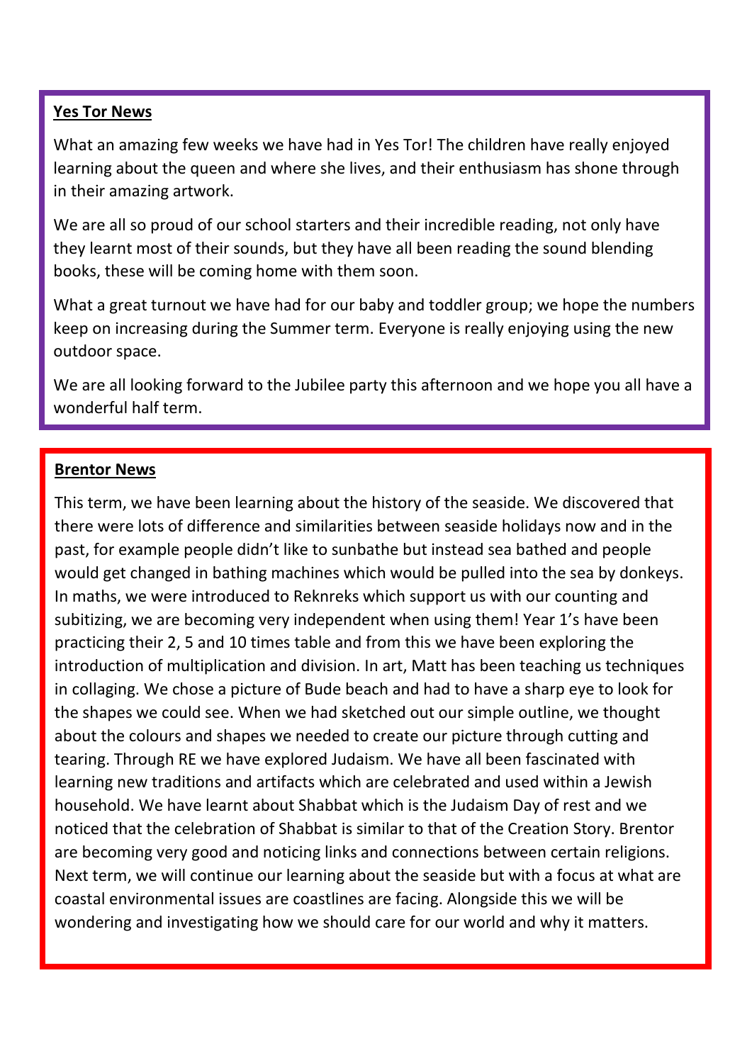## Yes Tor News

What an amazing few weeks we have had in Yes Tor! The children have really enjoyed learning about the queen and where she lives, and their enthusiasm has shone through in their amazing artwork.

We are all so proud of our school starters and their incredible reading, not only have they learnt most of their sounds, but they have all been reading the sound blending books, these will be coming home with them soon.

What a great turnout we have had for our baby and toddler group; we hope the numbers keep on increasing during the Summer term. Everyone is really enjoying using the new outdoor space.

We are all looking forward to the Jubilee party this afternoon and we hope you all have a wonderful half term.

## Brentor News

This term, we have been learning about the history of the seaside. We discovered that there were lots of difference and similarities between seaside holidays now and in the past, for example people didn't like to sunbathe but instead sea bathed and people would get changed in bathing machines which would be pulled into the sea by donkeys. In maths, we were introduced to Reknreks which support us with our counting and subitizing, we are becoming very independent when using them! Year 1's have been practicing their 2, 5 and 10 times table and from this we have been exploring the introduction of multiplication and division. In art, Matt has been teaching us techniques in collaging. We chose a picture of Bude beach and had to have a sharp eye to look for the shapes we could see. When we had sketched out our simple outline, we thought about the colours and shapes we needed to create our picture through cutting and tearing. Through RE we have explored Judaism. We have all been fascinated with learning new traditions and artifacts which are celebrated and used within a Jewish household. We have learnt about Shabbat which is the Judaism Day of rest and we noticed that the celebration of Shabbat is similar to that of the Creation Story. Brentor are becoming very good and noticing links and connections between certain religions. Next term, we will continue our learning about the seaside but with a focus at what are coastal environmental issues are coastlines are facing. Alongside this we will be wondering and investigating how we should care for our world and why it matters.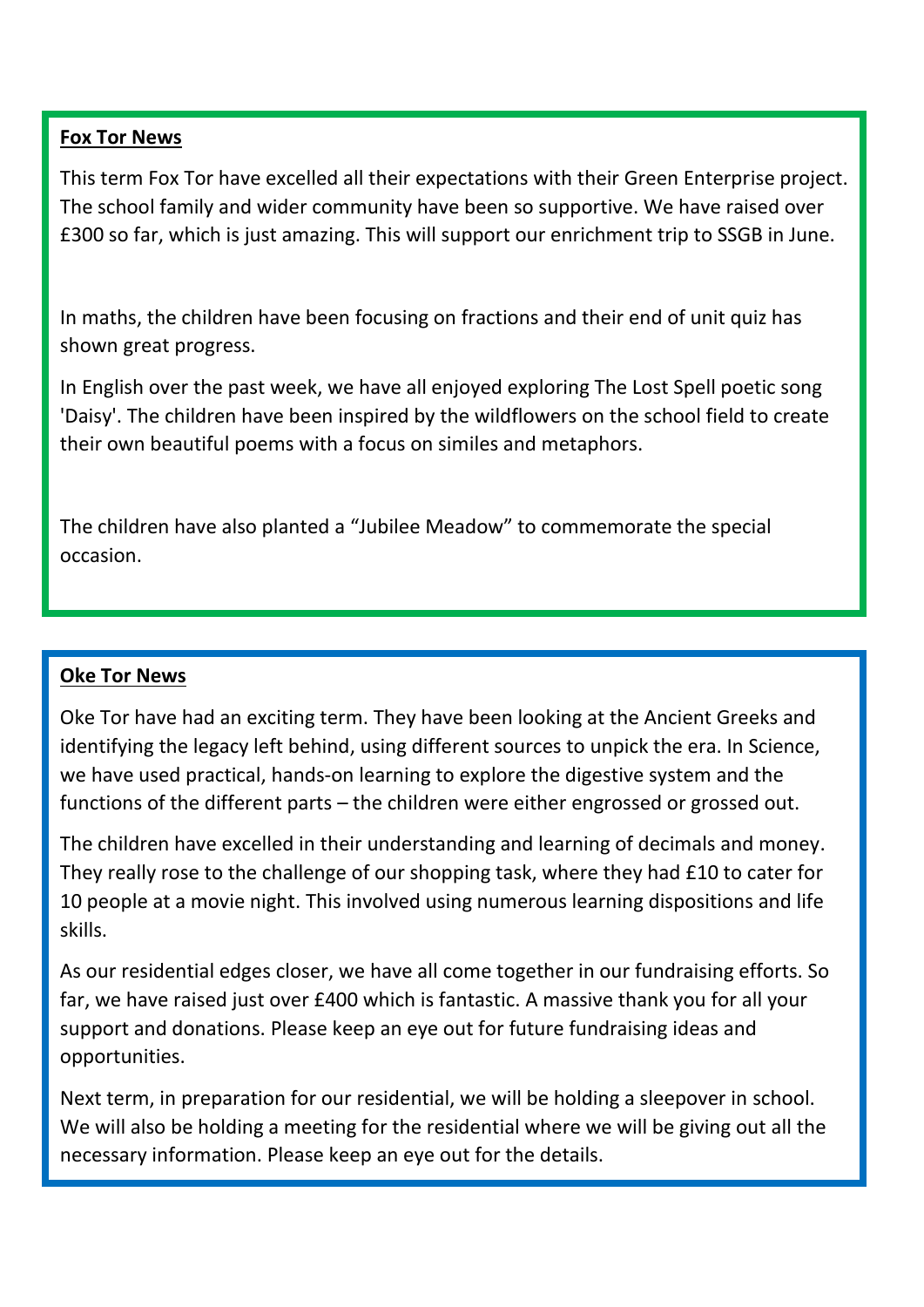## Fox Tor News

This term Fox Tor have excelled all their expectations with their Green Enterprise project. The school family and wider community have been so supportive. We have raised over £300 so far, which is just amazing. This will support our enrichment trip to SSGB in June.

In maths, the children have been focusing on fractions and their end of unit quiz has shown great progress.

In English over the past week, we have all enjoyed exploring The Lost Spell poetic song 'Daisy'. The children have been inspired by the wildflowers on the school field to create their own beautiful poems with a focus on similes and metaphors.

The children have also planted a "Jubilee Meadow" to commemorate the special occasion.

## Oke Tor News

Oke Tor have had an exciting term. They have been looking at the Ancient Greeks and identifying the legacy left behind, using different sources to unpick the era. In Science, we have used practical, hands-on learning to explore the digestive system and the functions of the different parts – the children were either engrossed or grossed out.

The children have excelled in their understanding and learning of decimals and money. They really rose to the challenge of our shopping task, where they had £10 to cater for 10 people at a movie night. This involved using numerous learning dispositions and life skills.

As our residential edges closer, we have all come together in our fundraising efforts. So far, we have raised just over £400 which is fantastic. A massive thank you for all your support and donations. Please keep an eye out for future fundraising ideas and opportunities.

Next term, in preparation for our residential, we will be holding a sleepover in school. We will also be holding a meeting for the residential where we will be giving out all the necessary information. Please keep an eye out for the details.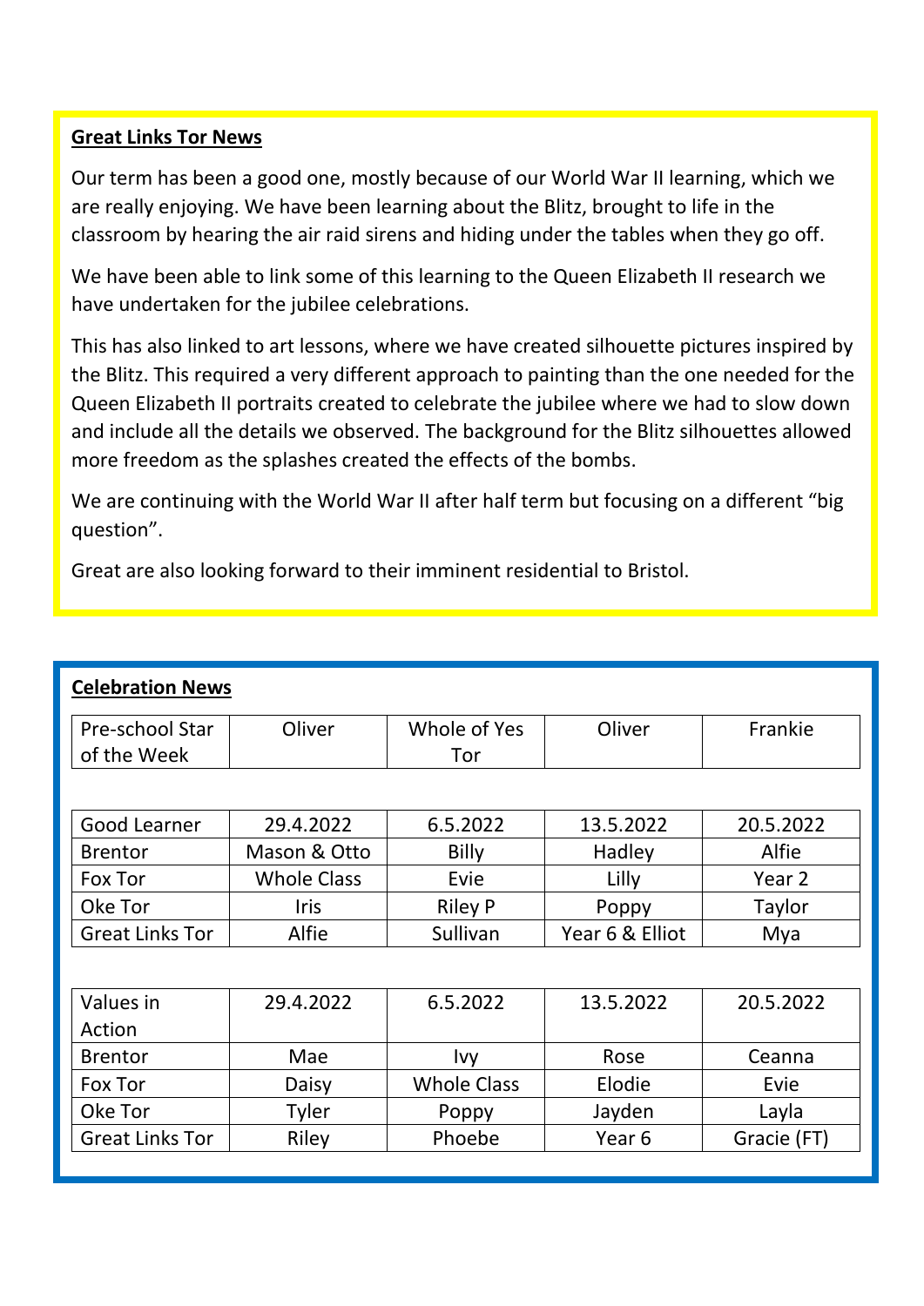## Great Links Tor News

Our term has been a good one, mostly because of our World War II learning, which we are really enjoying. We have been learning about the Blitz, brought to life in the classroom by hearing the air raid sirens and hiding under the tables when they go off.

We have been able to link some of this learning to the Queen Elizabeth II research we have undertaken for the jubilee celebrations.

This has also linked to art lessons, where we have created silhouette pictures inspired by the Blitz. This required a very different approach to painting than the one needed for the Queen Elizabeth II portraits created to celebrate the jubilee where we had to slow down and include all the details we observed. The background for the Blitz silhouettes allowed more freedom as the splashes created the effects of the bombs.

We are continuing with the World War II after half term but focusing on a different "big question".

Great are also looking forward to their imminent residential to Bristol.

## Celebration News

| Pre-school Star of the Week | Oliver | Whole of Yes Tor | Oliver | Frankie |
|---|---|---|---|---|

| Good Learner | 29.4.2022 | 6.5.2022 | 13.5.2022 | 20.5.2022 |
|---|---|---|---|---|
| Brentor | Mason & Otto | Billy | Hadley | Alfie |
| Fox Tor | Whole Class | Evie | Lilly | Year 2 |
| Oke Tor | Iris | Riley P | Poppy | Taylor |
| Great Links Tor | Alfie | Sullivan | Year 6 & Elliot | Mya |

| Values in Action | 29.4.2022 | 6.5.2022 | 13.5.2022 | 20.5.2022 |
|---|---|---|---|---|
| Brentor | Mae | Ivy | Rose | Ceanna |
| Fox Tor | Daisy | Whole Class | Elodie | Evie |
| Oke Tor | Tyler | Poppy | Jayden | Layla |
| Great Links Tor | Riley | Phoebe | Year 6 | Gracie (FT) |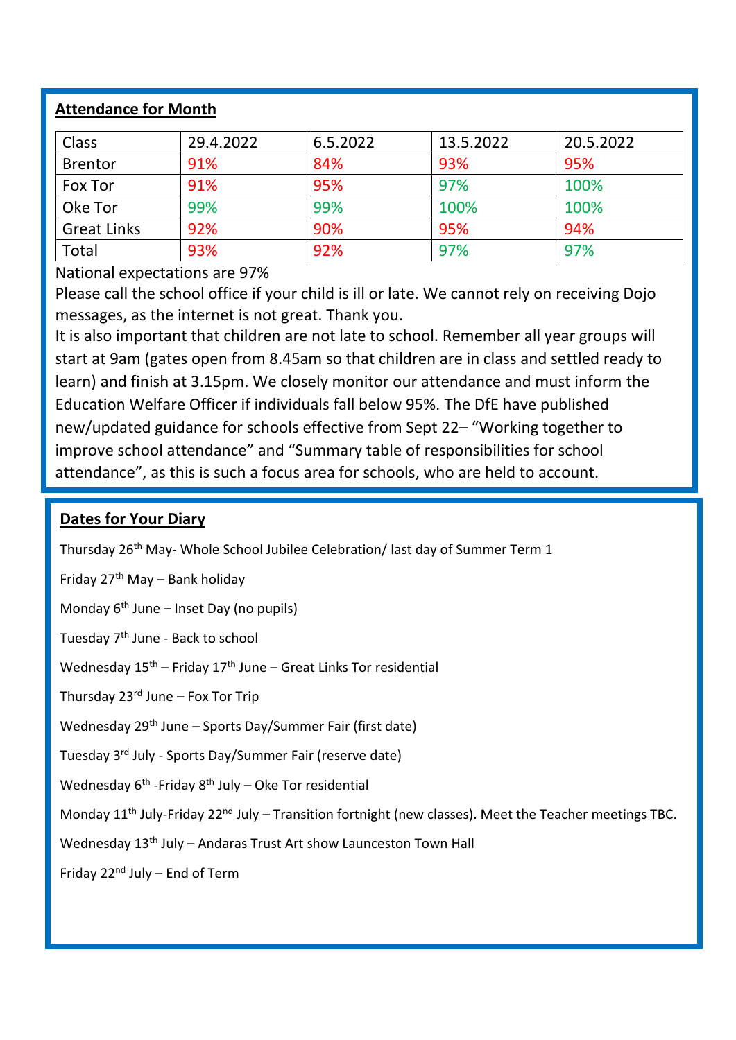## Attendance for Month

| Class | 29.4.2022 | 6.5.2022 | 13.5.2022 | 20.5.2022 |
|---|---|---|---|---|
| Brentor | 91% | 84% | 93% | 95% |
| Fox Tor | 91% | 95% | 97% | 100% |
| Oke Tor | 99% | 99% | 100% | 100% |
| Great Links | 92% | 90% | 95% | 94% |
| Total | 93% | 92% | 97% | 97% |

National expectations are 97%

Please call the school office if your child is ill or late. We cannot rely on receiving Dojo messages, as the internet is not great. Thank you.

It is also important that children are not late to school. Remember all year groups will start at 9am (gates open from 8.45am so that children are in class and settled ready to learn) and finish at 3.15pm. We closely monitor our attendance and must inform the Education Welfare Officer if individuals fall below 95%. The DfE have published new/updated guidance for schools effective from Sept 22– "Working together to improve school attendance" and "Summary table of responsibilities for school attendance", as this is such a focus area for schools, who are held to account.

## Dates for Your Diary

Thursday 26th May- Whole School Jubilee Celebration/ last day of Summer Term 1

Friday 27th May – Bank holiday

Monday 6th June – Inset Day (no pupils)

Tuesday 7th June - Back to school

Wednesday 15th – Friday 17th June – Great Links Tor residential

Thursday 23rd June – Fox Tor Trip

Wednesday 29th June – Sports Day/Summer Fair (first date)

Tuesday 3rd July - Sports Day/Summer Fair (reserve date)

Wednesday 6th -Friday 8th July – Oke Tor residential

Monday 11th July-Friday 22nd July – Transition fortnight (new classes). Meet the Teacher meetings TBC.

Wednesday 13th July – Andaras Trust Art show Launceston Town Hall

Friday 22nd July – End of Term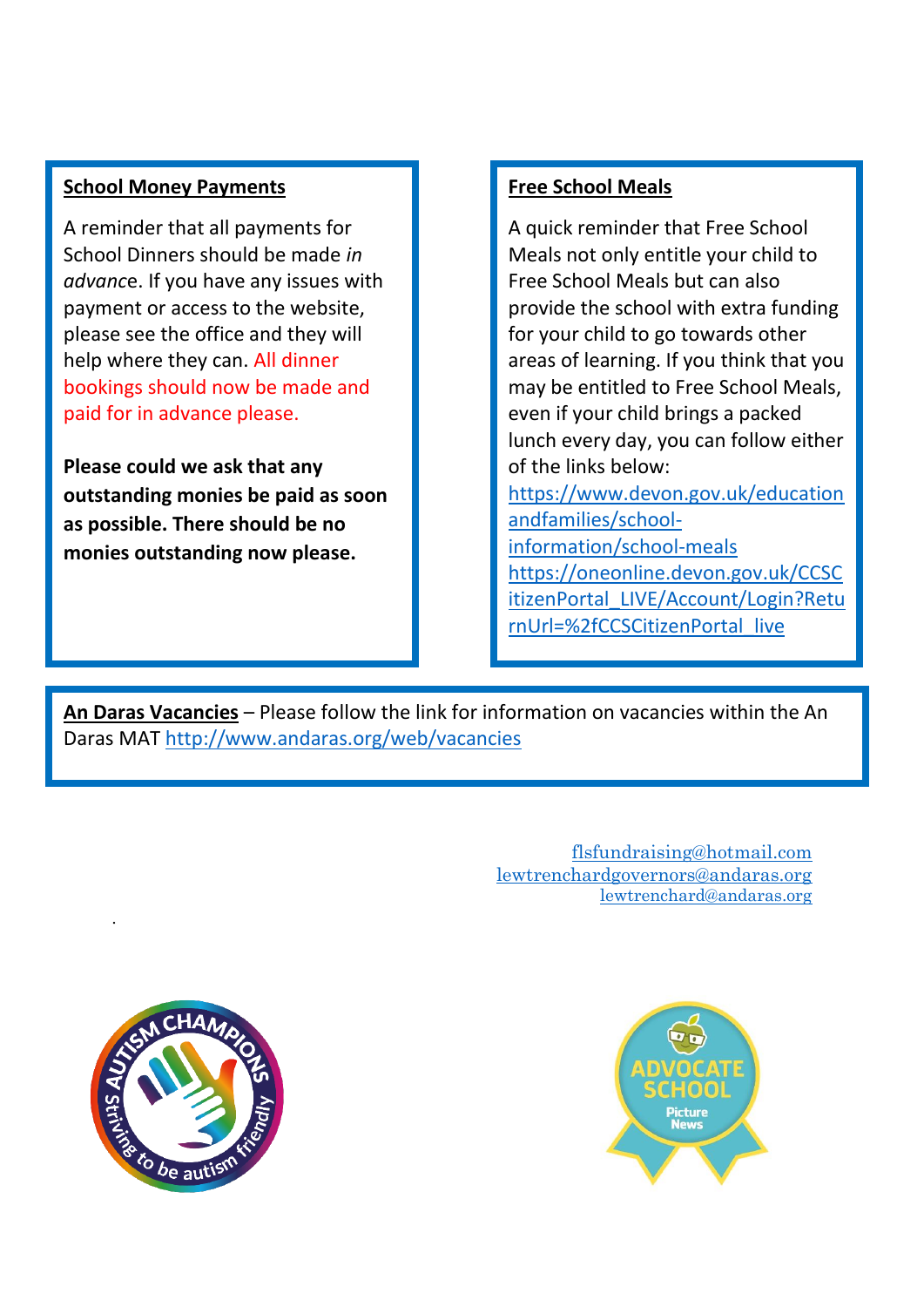**School Money Payments**

A reminder that all payments for School Dinners should be made *in advance*. If you have any issues with payment or access to the website, please see the office and they will help where they can. All dinner bookings should now be made and paid for in advance please.

**Please could we ask that any outstanding monies be paid as soon as possible. There should be no monies outstanding now please.**

**Free School Meals**

A quick reminder that Free School Meals not only entitle your child to Free School Meals but can also provide the school with extra funding for your child to go towards other areas of learning. If you think that you may be entitled to Free School Meals, even if your child brings a packed lunch every day, you can follow either of the links below:
https://www.devon.gov.uk/educationandfamilies/school-information/school-meals
https://oneonline.devon.gov.uk/CCSCitizenPortal_LIVE/Account/Login?ReturnUrl=%2fCCSCitizenPortal_live

**An Daras Vacancies** – Please follow the link for information on vacancies within the An Daras MAT http://www.andaras.org/web/vacancies

flsfundraising@hotmail.com
lewtrenchardgovernors@andaras.org
lewtrenchard@andaras.org